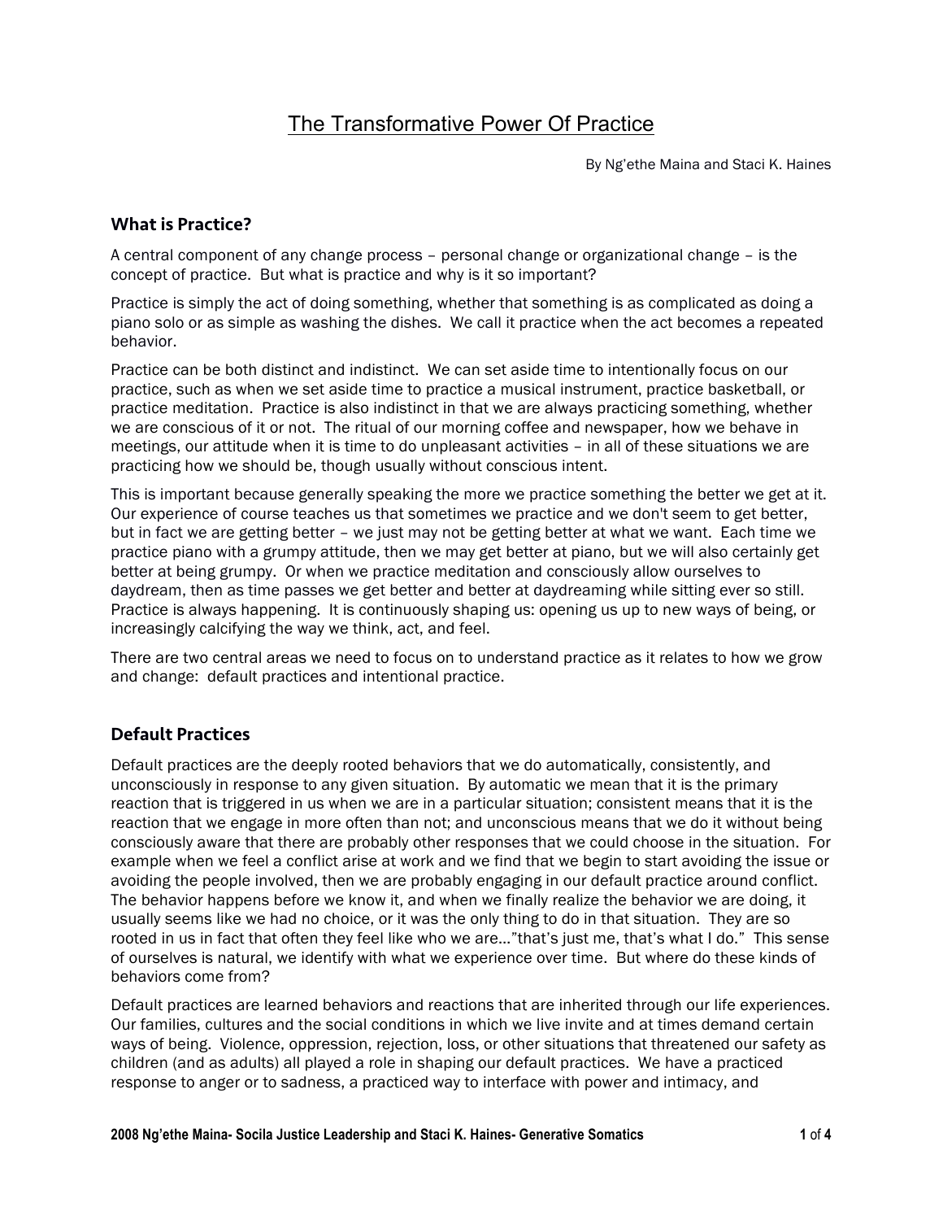# The Transformative Power Of Practice

By Ng'ethe Maina and Staci K. Haines

## What is Practice?

A central component of any change process – personal change or organizational change – is the concept of practice. But what is practice and why is it so important?

Practice is simply the act of doing something, whether that something is as complicated as doing a piano solo or as simple as washing the dishes. We call it practice when the act becomes a repeated behavior.

Practice can be both distinct and indistinct. We can set aside time to intentionally focus on our practice, such as when we set aside time to practice a musical instrument, practice basketball, or practice meditation. Practice is also indistinct in that we are always practicing something, whether we are conscious of it or not. The ritual of our morning coffee and newspaper, how we behave in meetings, our attitude when it is time to do unpleasant activities – in all of these situations we are practicing how we should be, though usually without conscious intent.

This is important because generally speaking the more we practice something the better we get at it. Our experience of course teaches us that sometimes we practice and we don't seem to get better, but in fact we are getting better – we just may not be getting better at what we want. Each time we practice piano with a grumpy attitude, then we may get better at piano, but we will also certainly get better at being grumpy. Or when we practice meditation and consciously allow ourselves to daydream, then as time passes we get better and better at daydreaming while sitting ever so still. Practice is always happening. It is continuously shaping us: opening us up to new ways of being, or increasingly calcifying the way we think, act, and feel.

There are two central areas we need to focus on to understand practice as it relates to how we grow and change: default practices and intentional practice.

## Default Practices

Default practices are the deeply rooted behaviors that we do automatically, consistently, and unconsciously in response to any given situation. By automatic we mean that it is the primary reaction that is triggered in us when we are in a particular situation; consistent means that it is the reaction that we engage in more often than not; and unconscious means that we do it without being consciously aware that there are probably other responses that we could choose in the situation. For example when we feel a conflict arise at work and we find that we begin to start avoiding the issue or avoiding the people involved, then we are probably engaging in our default practice around conflict. The behavior happens before we know it, and when we finally realize the behavior we are doing, it usually seems like we had no choice, or it was the only thing to do in that situation. They are so rooted in us in fact that often they feel like who we are…"that's just me, that's what I do." This sense of ourselves is natural, we identify with what we experience over time. But where do these kinds of behaviors come from?

Default practices are learned behaviors and reactions that are inherited through our life experiences. Our families, cultures and the social conditions in which we live invite and at times demand certain ways of being. Violence, oppression, rejection, loss, or other situations that threatened our safety as children (and as adults) all played a role in shaping our default practices. We have a practiced response to anger or to sadness, a practiced way to interface with power and intimacy, and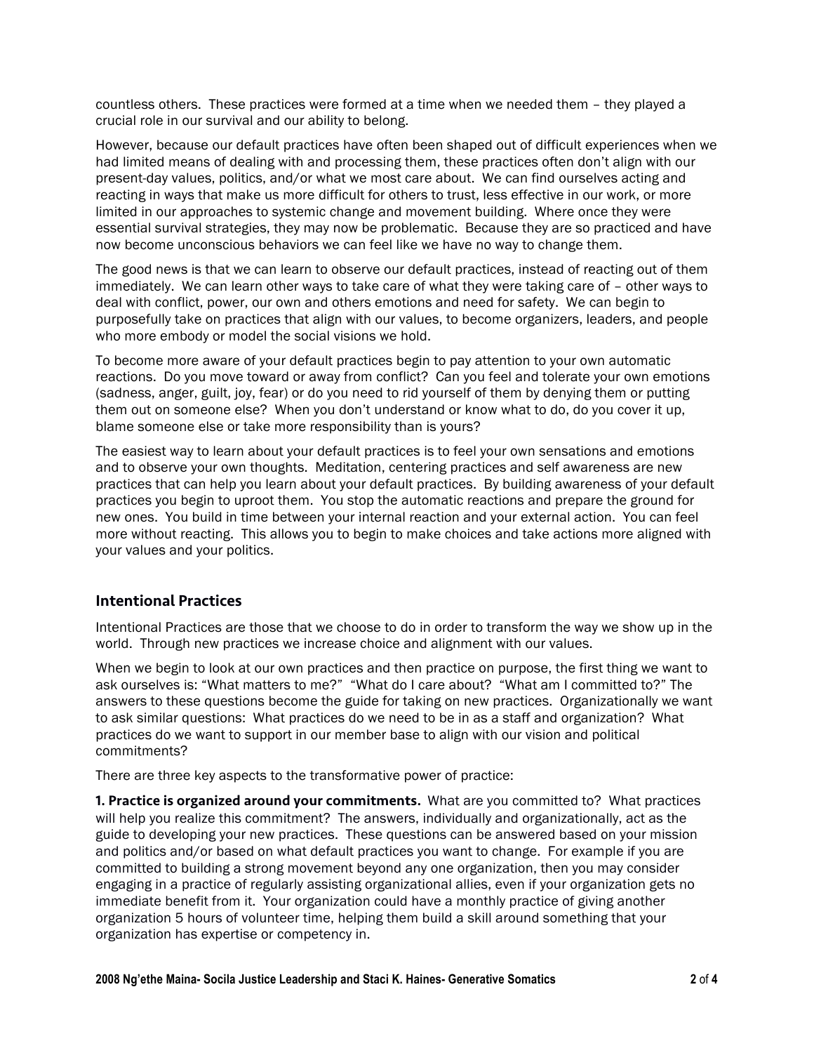countless others. These practices were formed at a time when we needed them – they played a crucial role in our survival and our ability to belong.

However, because our default practices have often been shaped out of difficult experiences when we had limited means of dealing with and processing them, these practices often don't align with our present-day values, politics, and/or what we most care about. We can find ourselves acting and reacting in ways that make us more difficult for others to trust, less effective in our work, or more limited in our approaches to systemic change and movement building. Where once they were essential survival strategies, they may now be problematic. Because they are so practiced and have now become unconscious behaviors we can feel like we have no way to change them.

The good news is that we can learn to observe our default practices, instead of reacting out of them immediately. We can learn other ways to take care of what they were taking care of – other ways to deal with conflict, power, our own and others emotions and need for safety. We can begin to purposefully take on practices that align with our values, to become organizers, leaders, and people who more embody or model the social visions we hold.

To become more aware of your default practices begin to pay attention to your own automatic reactions. Do you move toward or away from conflict? Can you feel and tolerate your own emotions (sadness, anger, guilt, joy, fear) or do you need to rid yourself of them by denying them or putting them out on someone else? When you don't understand or know what to do, do you cover it up, blame someone else or take more responsibility than is yours?

The easiest way to learn about your default practices is to feel your own sensations and emotions and to observe your own thoughts. Meditation, centering practices and self awareness are new practices that can help you learn about your default practices. By building awareness of your default practices you begin to uproot them. You stop the automatic reactions and prepare the ground for new ones. You build in time between your internal reaction and your external action. You can feel more without reacting. This allows you to begin to make choices and take actions more aligned with your values and your politics.

## Intentional Practices

Intentional Practices are those that we choose to do in order to transform the way we show up in the world. Through new practices we increase choice and alignment with our values.

When we begin to look at our own practices and then practice on purpose, the first thing we want to ask ourselves is: "What matters to me?" "What do I care about? "What am I committed to?" The answers to these questions become the guide for taking on new practices. Organizationally we want to ask similar questions: What practices do we need to be in as a staff and organization? What practices do we want to support in our member base to align with our vision and political commitments?

There are three key aspects to the transformative power of practice:

**1. Practice is organized around your commitments.** What are you committed to? What practices will help you realize this commitment? The answers, individually and organizationally, act as the guide to developing your new practices. These questions can be answered based on your mission and politics and/or based on what default practices you want to change. For example if you are committed to building a strong movement beyond any one organization, then you may consider engaging in a practice of regularly assisting organizational allies, even if your organization gets no immediate benefit from it. Your organization could have a monthly practice of giving another organization 5 hours of volunteer time, helping them build a skill around something that your organization has expertise or competency in.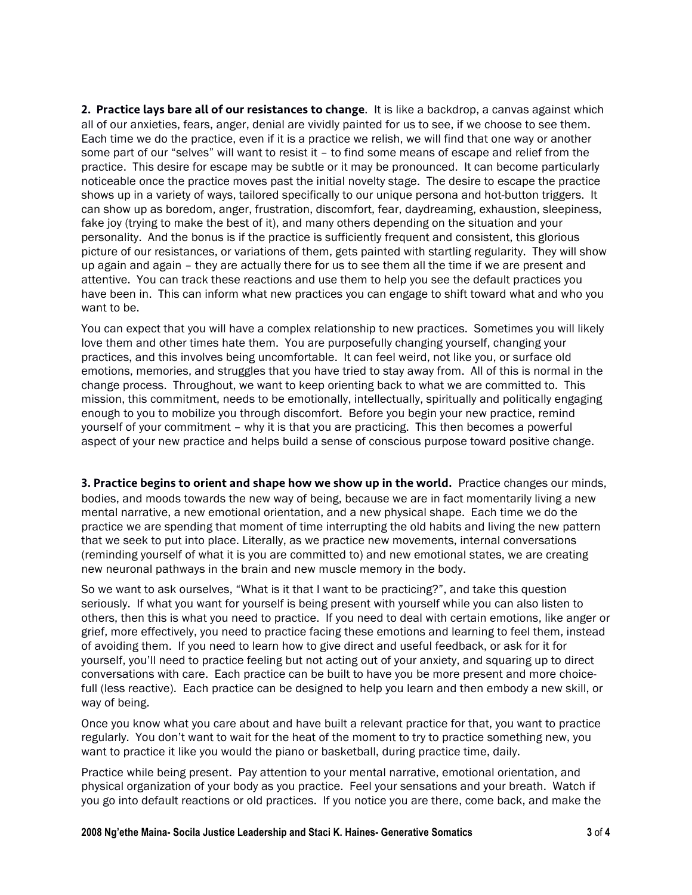**2. Practice lays bare all of our resistances to change**. It is like a backdrop, a canvas against which all of our anxieties, fears, anger, denial are vividly painted for us to see, if we choose to see them. Each time we do the practice, even if it is a practice we relish, we will find that one way or another some part of our "selves" will want to resist it – to find some means of escape and relief from the practice. This desire for escape may be subtle or it may be pronounced. It can become particularly noticeable once the practice moves past the initial novelty stage. The desire to escape the practice shows up in a variety of ways, tailored specifically to our unique persona and hot-button triggers. It can show up as boredom, anger, frustration, discomfort, fear, daydreaming, exhaustion, sleepiness, fake joy (trying to make the best of it), and many others depending on the situation and your personality. And the bonus is if the practice is sufficiently frequent and consistent, this glorious picture of our resistances, or variations of them, gets painted with startling regularity. They will show up again and again – they are actually there for us to see them all the time if we are present and attentive. You can track these reactions and use them to help you see the default practices you have been in. This can inform what new practices you can engage to shift toward what and who you want to be.

You can expect that you will have a complex relationship to new practices. Sometimes you will likely love them and other times hate them. You are purposefully changing yourself, changing your practices, and this involves being uncomfortable. It can feel weird, not like you, or surface old emotions, memories, and struggles that you have tried to stay away from. All of this is normal in the change process. Throughout, we want to keep orienting back to what we are committed to. This mission, this commitment, needs to be emotionally, intellectually, spiritually and politically engaging enough to you to mobilize you through discomfort. Before you begin your new practice, remind yourself of your commitment – why it is that you are practicing. This then becomes a powerful aspect of your new practice and helps build a sense of conscious purpose toward positive change.

**3. Practice begins to orient and shape how we show up in the world.** Practice changes our minds, bodies, and moods towards the new way of being, because we are in fact momentarily living a new mental narrative, a new emotional orientation, and a new physical shape. Each time we do the practice we are spending that moment of time interrupting the old habits and living the new pattern that we seek to put into place. Literally, as we practice new movements, internal conversations (reminding yourself of what it is you are committed to) and new emotional states, we are creating new neuronal pathways in the brain and new muscle memory in the body.

So we want to ask ourselves, "What is it that I want to be practicing?", and take this question seriously. If what you want for yourself is being present with yourself while you can also listen to others, then this is what you need to practice. If you need to deal with certain emotions, like anger or grief, more effectively, you need to practice facing these emotions and learning to feel them, instead of avoiding them. If you need to learn how to give direct and useful feedback, or ask for it for yourself, you'll need to practice feeling but not acting out of your anxiety, and squaring up to direct conversations with care. Each practice can be built to have you be more present and more choice-full (less reactive). Each practice can be designed to help you learn and then embody a new skill, or way of being.

Once you know what you care about and have built a relevant practice for that, you want to practice regularly. You don't want to wait for the heat of the moment to try to practice something new, you want to practice it like you would the piano or basketball, during practice time, daily.

Practice while being present. Pay attention to your mental narrative, emotional orientation, and physical organization of your body as you practice. Feel your sensations and your breath. Watch if you go into default reactions or old practices. If you notice you are there, come back, and make the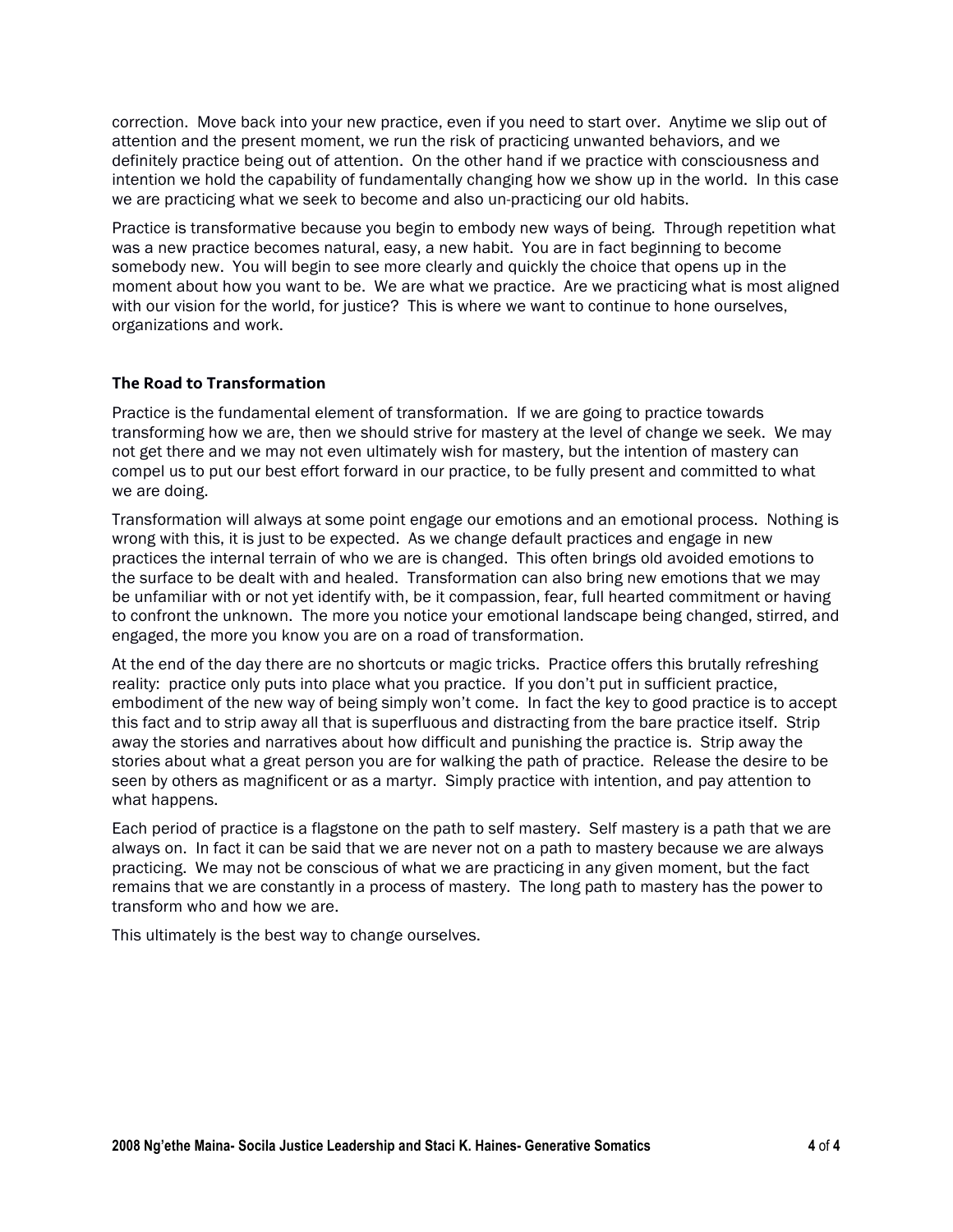correction. Move back into your new practice, even if you need to start over. Anytime we slip out of attention and the present moment, we run the risk of practicing unwanted behaviors, and we definitely practice being out of attention. On the other hand if we practice with consciousness and intention we hold the capability of fundamentally changing how we show up in the world. In this case we are practicing what we seek to become and also un-practicing our old habits.

Practice is transformative because you begin to embody new ways of being. Through repetition what was a new practice becomes natural, easy, a new habit. You are in fact beginning to become somebody new. You will begin to see more clearly and quickly the choice that opens up in the moment about how you want to be. We are what we practice. Are we practicing what is most aligned with our vision for the world, for justice? This is where we want to continue to hone ourselves, organizations and work.

## The Road to Transformation

Practice is the fundamental element of transformation. If we are going to practice towards transforming how we are, then we should strive for mastery at the level of change we seek. We may not get there and we may not even ultimately wish for mastery, but the intention of mastery can compel us to put our best effort forward in our practice, to be fully present and committed to what we are doing.

Transformation will always at some point engage our emotions and an emotional process. Nothing is wrong with this, it is just to be expected. As we change default practices and engage in new practices the internal terrain of who we are is changed. This often brings old avoided emotions to the surface to be dealt with and healed. Transformation can also bring new emotions that we may be unfamiliar with or not yet identify with, be it compassion, fear, full hearted commitment or having to confront the unknown. The more you notice your emotional landscape being changed, stirred, and engaged, the more you know you are on a road of transformation.

At the end of the day there are no shortcuts or magic tricks. Practice offers this brutally refreshing reality: practice only puts into place what you practice. If you don't put in sufficient practice, embodiment of the new way of being simply won't come. In fact the key to good practice is to accept this fact and to strip away all that is superfluous and distracting from the bare practice itself. Strip away the stories and narratives about how difficult and punishing the practice is. Strip away the stories about what a great person you are for walking the path of practice. Release the desire to be seen by others as magnificent or as a martyr. Simply practice with intention, and pay attention to what happens.

Each period of practice is a flagstone on the path to self mastery. Self mastery is a path that we are always on. In fact it can be said that we are never not on a path to mastery because we are always practicing. We may not be conscious of what we are practicing in any given moment, but the fact remains that we are constantly in a process of mastery. The long path to mastery has the power to transform who and how we are.

This ultimately is the best way to change ourselves.